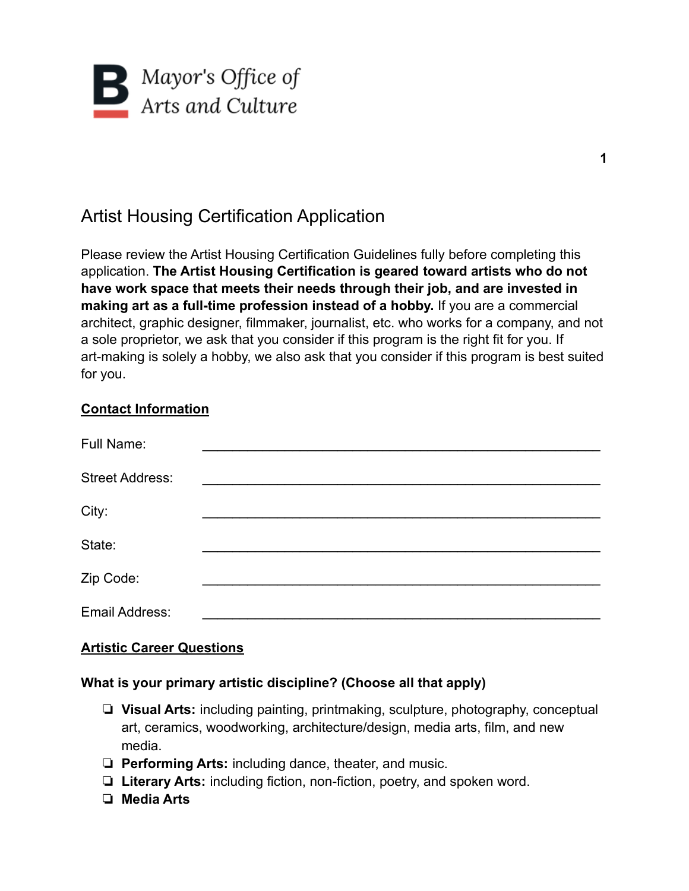Mayor's Office of Arts and Culture

# Artist Housing Certification Application

Please review the Artist Housing Certification Guidelines fully before completing this application. **The Artist Housing Certification is geared toward artists who do not have work space that meets their needs through their job, and are invested in making art as a full-time profession instead of a hobby.** If you are a commercial architect, graphic designer, filmmaker, journalist, etc. who works for a company, and not a sole proprietor, we ask that you consider if this program is the right fit for you. If art-making is solely a hobby, we also ask that you consider if this program is best suited for you.

## Contact Information

Full Name: ______________________________________________________

Street Address: ______________________________________________________

City: ______________________________________________________

State: ______________________________________________________

Zip Code: ______________________________________________________

Email Address: ______________________________________________________

## Artistic Career Questions

**What is your primary artistic discipline? (Choose all that apply)**

- ❏ **Visual Arts:** including painting, printmaking, sculpture, photography, conceptual art, ceramics, woodworking, architecture/design, media arts, film, and new media.
- ❏ **Performing Arts:** including dance, theater, and music.
- ❏ **Literary Arts:** including fiction, non-fiction, poetry, and spoken word.
- ❏ **Media Arts**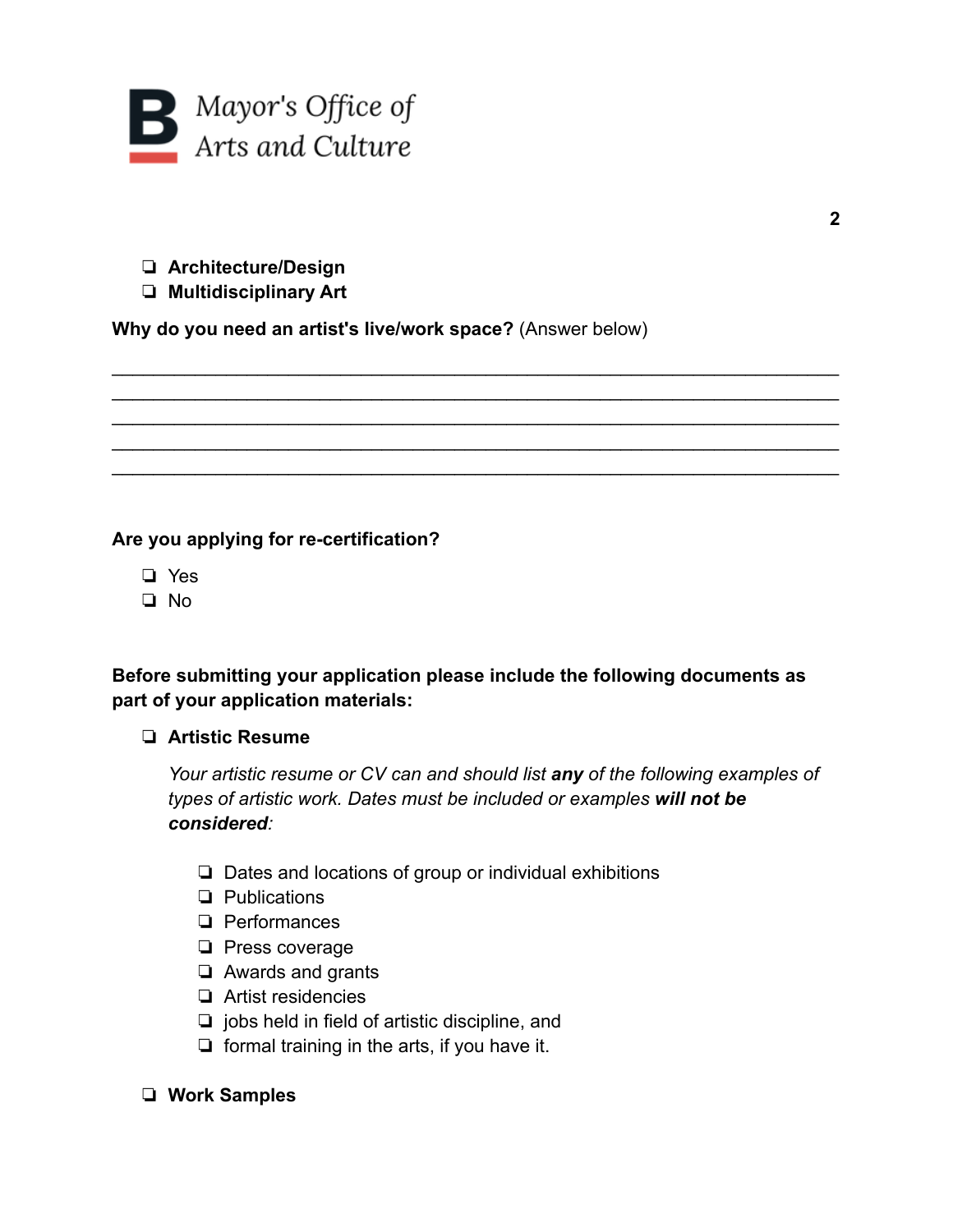- ❏ **Architecture/Design**
- ❏ **Multidisciplinary Art**

**Why do you need an artist's live/work space?** (Answer below)

______________________________________________________________________________
______________________________________________________________________________
______________________________________________________________________________
______________________________________________________________________________
______________________________________________________________________________

**Are you applying for re-certification?**

- ❏ Yes
- ❏ No

**Before submitting your application please include the following documents as part of your application materials:**

- ❏ **Artistic Resume**

  *Your artistic resume or CV can and should list* ***any*** *of the following examples of types of artistic work. Dates must be included or examples* ***will not be considered****:*

  - ❏ Dates and locations of group or individual exhibitions
  - ❏ Publications
  - ❏ Performances
  - ❏ Press coverage
  - ❏ Awards and grants
  - ❏ Artist residencies
  - ❏ jobs held in field of artistic discipline, and
  - ❏ formal training in the arts, if you have it.

- ❏ **Work Samples**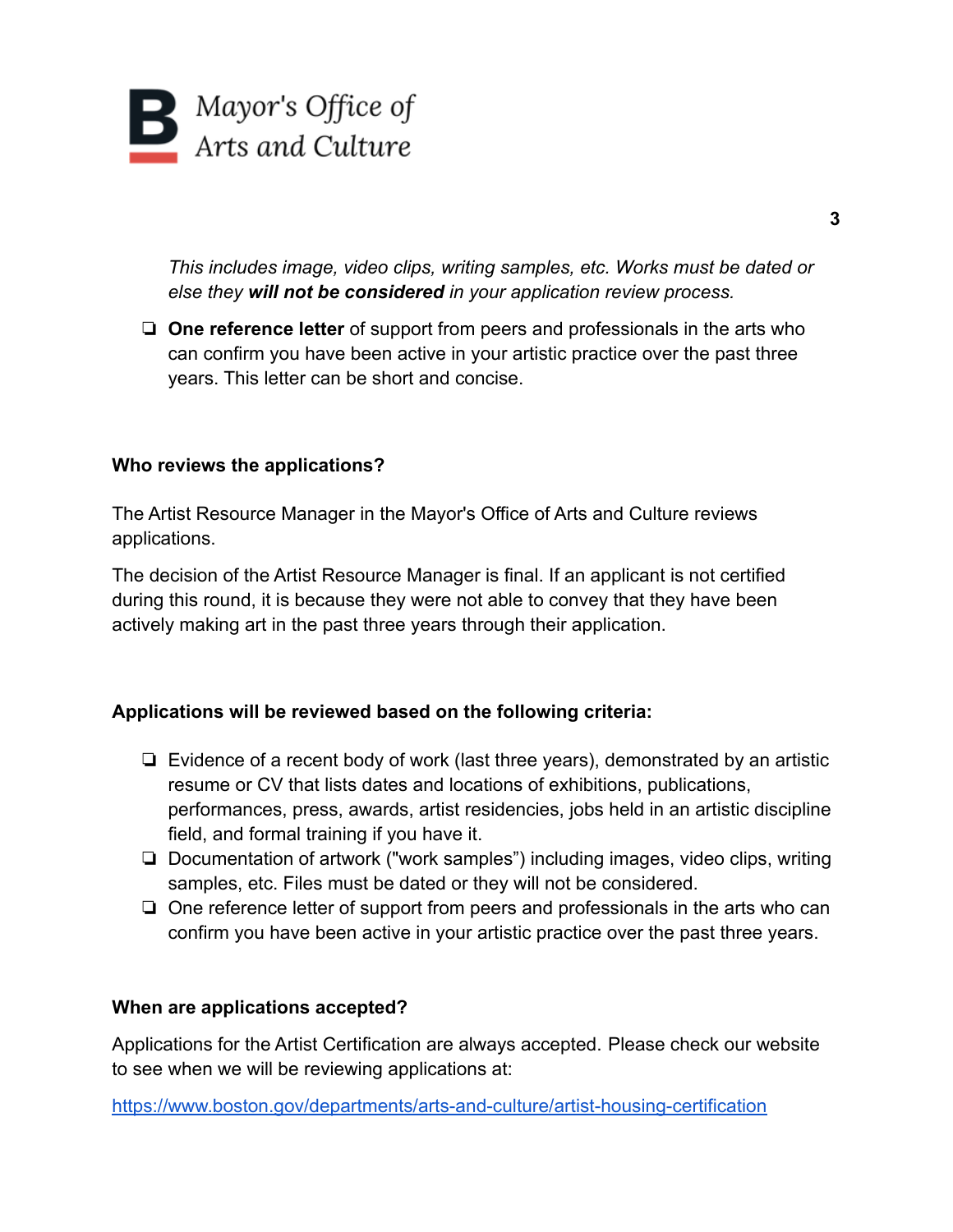*This includes image, video clips, writing samples, etc. Works must be dated or else they **will not be considered** in your application review process.*

- ❏ **One reference letter** of support from peers and professionals in the arts who can confirm you have been active in your artistic practice over the past three years. This letter can be short and concise.

**Who reviews the applications?**

The Artist Resource Manager in the Mayor's Office of Arts and Culture reviews applications.

The decision of the Artist Resource Manager is final. If an applicant is not certified during this round, it is because they were not able to convey that they have been actively making art in the past three years through their application.

**Applications will be reviewed based on the following criteria:**

- ❏ Evidence of a recent body of work (last three years), demonstrated by an artistic resume or CV that lists dates and locations of exhibitions, publications, performances, press, awards, artist residencies, jobs held in an artistic discipline field, and formal training if you have it.
- ❏ Documentation of artwork ("work samples") including images, video clips, writing samples, etc. Files must be dated or they will not be considered.
- ❏ One reference letter of support from peers and professionals in the arts who can confirm you have been active in your artistic practice over the past three years.

**When are applications accepted?**

Applications for the Artist Certification are always accepted. Please check our website to see when we will be reviewing applications at:

[https://www.boston.gov/departments/arts-and-culture/artist-housing-certification](https://www.boston.gov/departments/arts-and-culture/artist-housing-certification)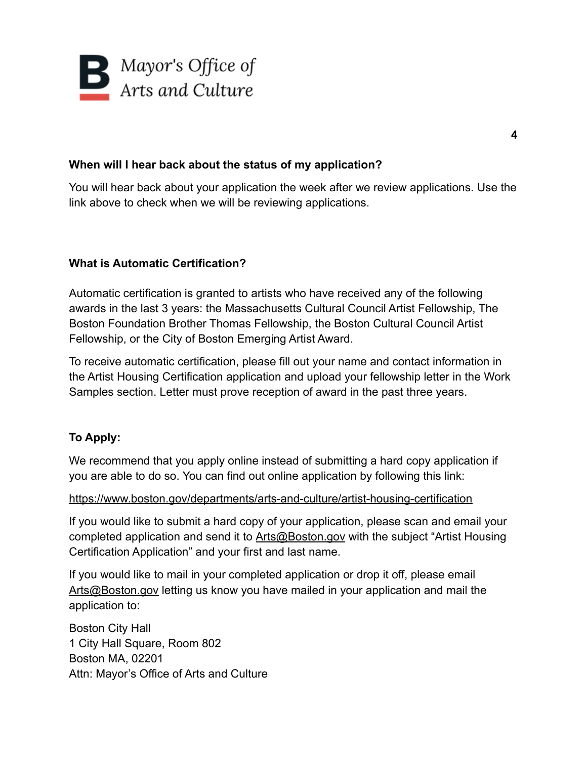**When will I hear back about the status of my application?**

You will hear back about your application the week after we review applications. Use the link above to check when we will be reviewing applications.

**What is Automatic Certification?**

Automatic certification is granted to artists who have received any of the following awards in the last 3 years: the Massachusetts Cultural Council Artist Fellowship, The Boston Foundation Brother Thomas Fellowship, the Boston Cultural Council Artist Fellowship, or the City of Boston Emerging Artist Award.

To receive automatic certification, please fill out your name and contact information in the Artist Housing Certification application and upload your fellowship letter in the Work Samples section. Letter must prove reception of award in the past three years.

**To Apply:**

We recommend that you apply online instead of submitting a hard copy application if you are able to do so. You can find out online application by following this link:

https://www.boston.gov/departments/arts-and-culture/artist-housing-certification

If you would like to submit a hard copy of your application, please scan and email your completed application and send it to Arts@Boston.gov with the subject "Artist Housing Certification Application" and your first and last name.

If you would like to mail in your completed application or drop it off, please email Arts@Boston.gov letting us know you have mailed in your application and mail the application to:

Boston City Hall
1 City Hall Square, Room 802
Boston MA, 02201
Attn: Mayor's Office of Arts and Culture